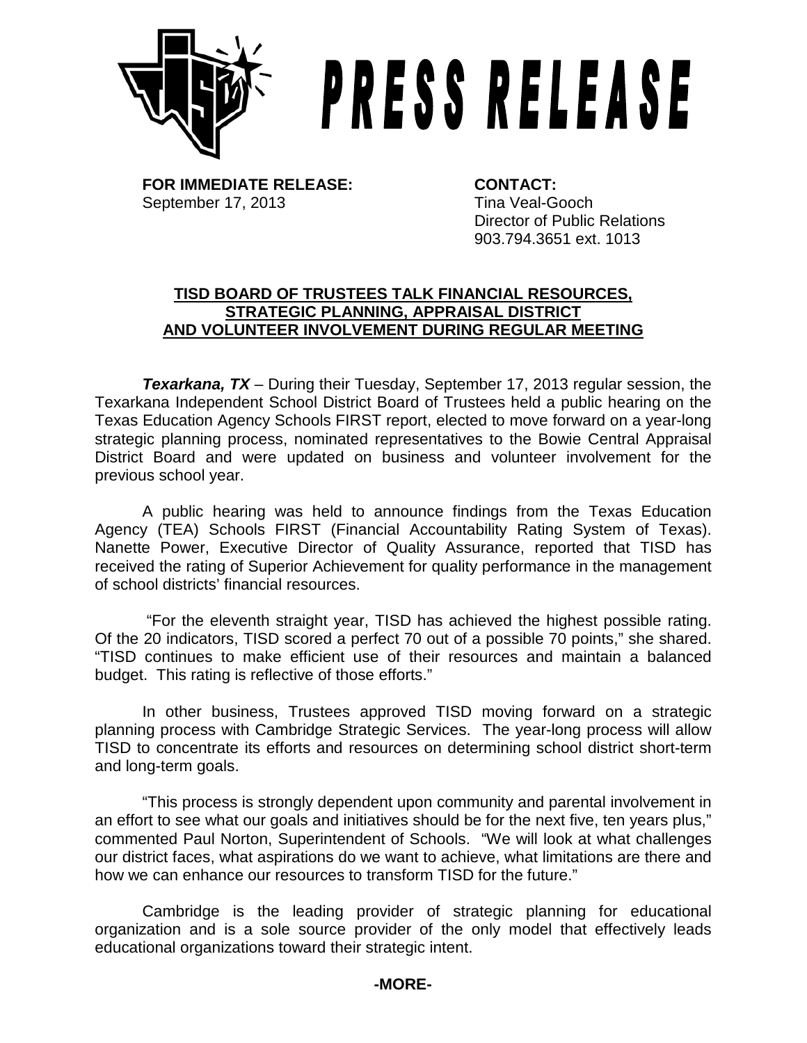# PRESS RELEASE

**FOR IMMEDIATE RELEASE:**
September 17, 2013

**CONTACT:**
Tina Veal-Gooch
Director of Public Relations
903.794.3651 ext. 1013

## TISD BOARD OF TRUSTEES TALK FINANCIAL RESOURCES, STRATEGIC PLANNING, APPRAISAL DISTRICT AND VOLUNTEER INVOLVEMENT DURING REGULAR MEETING

***Texarkana, TX*** – During their Tuesday, September 17, 2013 regular session, the Texarkana Independent School District Board of Trustees held a public hearing on the Texas Education Agency Schools FIRST report, elected to move forward on a year-long strategic planning process, nominated representatives to the Bowie Central Appraisal District Board and were updated on business and volunteer involvement for the previous school year.

A public hearing was held to announce findings from the Texas Education Agency (TEA) Schools FIRST (Financial Accountability Rating System of Texas). Nanette Power, Executive Director of Quality Assurance, reported that TISD has received the rating of Superior Achievement for quality performance in the management of school districts' financial resources.

"For the eleventh straight year, TISD has achieved the highest possible rating. Of the 20 indicators, TISD scored a perfect 70 out of a possible 70 points," she shared. "TISD continues to make efficient use of their resources and maintain a balanced budget. This rating is reflective of those efforts."

In other business, Trustees approved TISD moving forward on a strategic planning process with Cambridge Strategic Services. The year-long process will allow TISD to concentrate its efforts and resources on determining school district short-term and long-term goals.

"This process is strongly dependent upon community and parental involvement in an effort to see what our goals and initiatives should be for the next five, ten years plus," commented Paul Norton, Superintendent of Schools. "We will look at what challenges our district faces, what aspirations do we want to achieve, what limitations are there and how we can enhance our resources to transform TISD for the future."

Cambridge is the leading provider of strategic planning for educational organization and is a sole source provider of the only model that effectively leads educational organizations toward their strategic intent.

**-MORE-**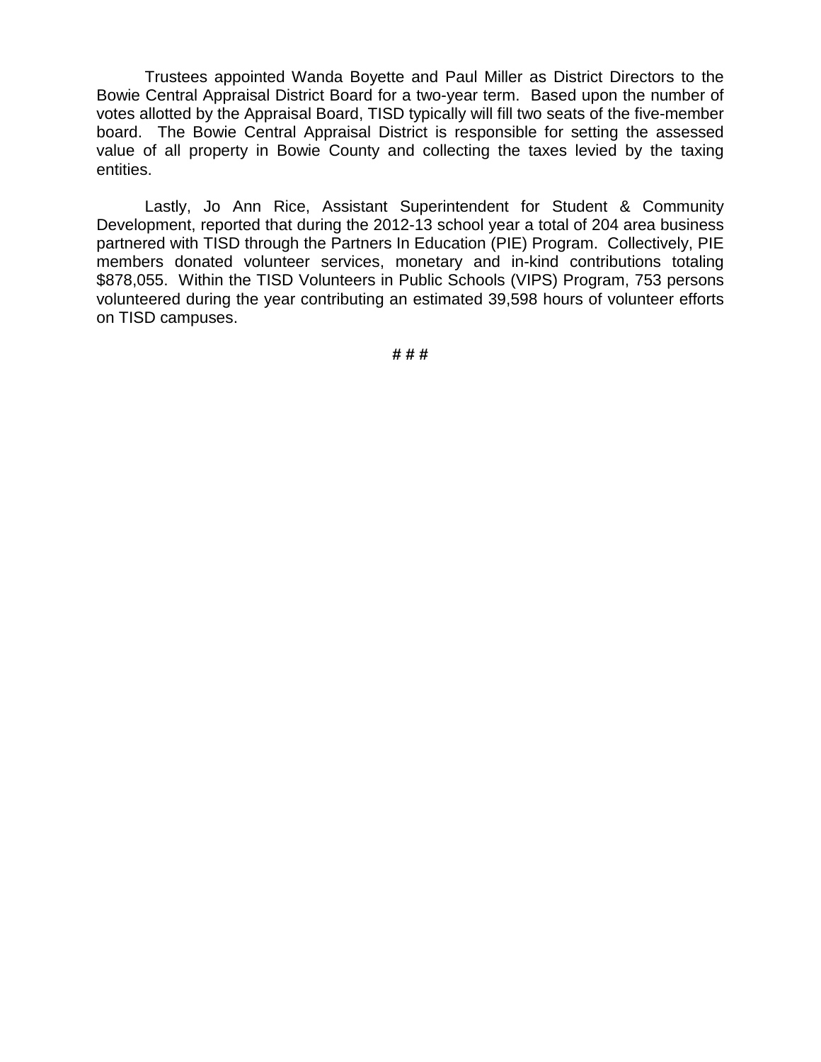Trustees appointed Wanda Boyette and Paul Miller as District Directors to the Bowie Central Appraisal District Board for a two-year term. Based upon the number of votes allotted by the Appraisal Board, TISD typically will fill two seats of the five-member board. The Bowie Central Appraisal District is responsible for setting the assessed value of all property in Bowie County and collecting the taxes levied by the taxing entities.

Lastly, Jo Ann Rice, Assistant Superintendent for Student & Community Development, reported that during the 2012-13 school year a total of 204 area business partnered with TISD through the Partners In Education (PIE) Program. Collectively, PIE members donated volunteer services, monetary and in-kind contributions totaling $878,055. Within the TISD Volunteers in Public Schools (VIPS) Program, 753 persons volunteered during the year contributing an estimated 39,598 hours of volunteer efforts on TISD campuses.

# # #